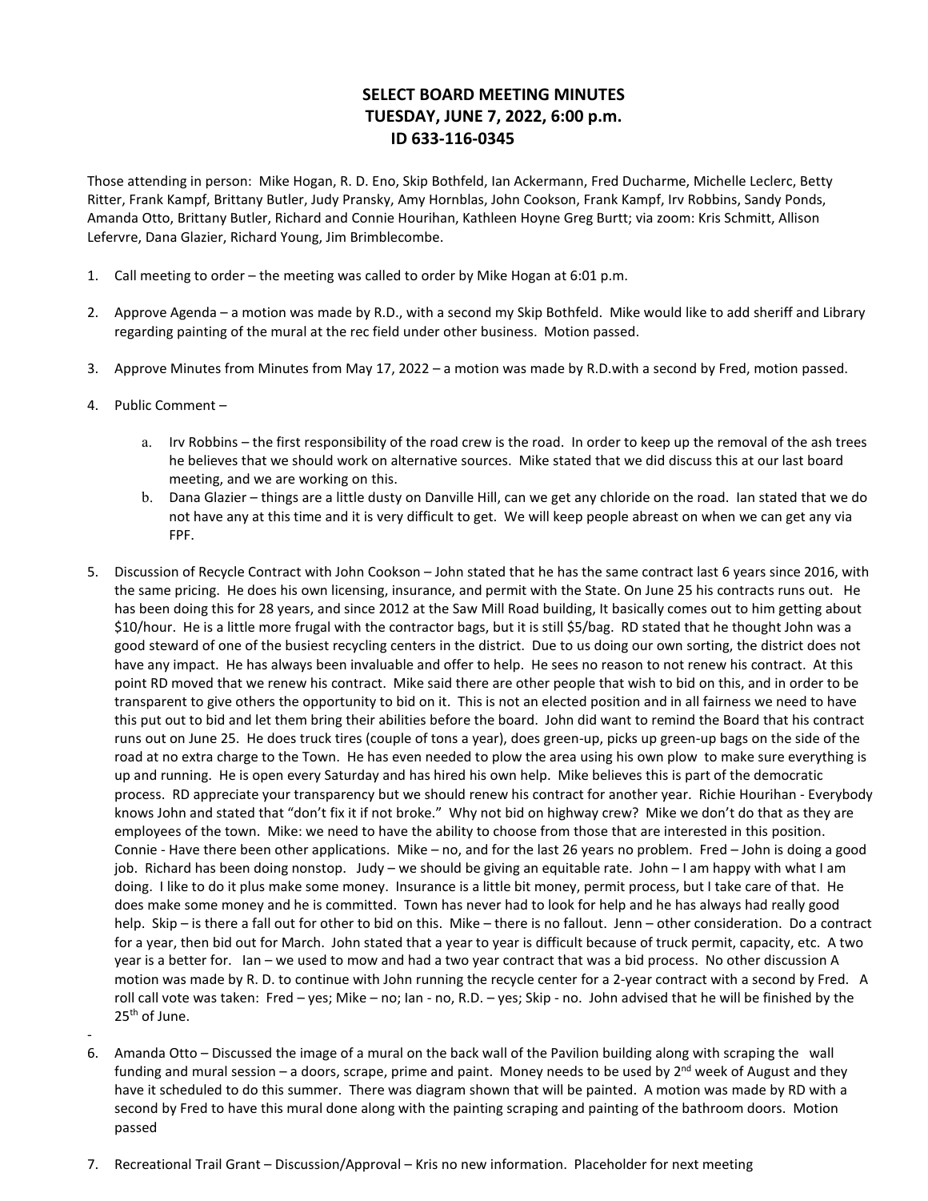# SELECT BOARD MEETING MINUTES
## TUESDAY, JUNE 7, 2022, 6:00 p.m.
### ID 633-116-0345

Those attending in person: Mike Hogan, R. D. Eno, Skip Bothfeld, Ian Ackermann, Fred Ducharme, Michelle Leclerc, Betty Ritter, Frank Kampf, Brittany Butler, Judy Pransky, Amy Hornblas, John Cookson, Frank Kampf, Irv Robbins, Sandy Ponds, Amanda Otto, Brittany Butler, Richard and Connie Hourihan, Kathleen Hoyne Greg Burtt; via zoom: Kris Schmitt, Allison Lefevre, Dana Glazier, Richard Young, Jim Brimblecombe.

1. Call meeting to order – the meeting was called to order by Mike Hogan at 6:01 p.m.

2. Approve Agenda – a motion was made by R.D., with a second my Skip Bothfeld. Mike would like to add sheriff and Library regarding painting of the mural at the rec field under other business. Motion passed.

3. Approve Minutes from Minutes from May 17, 2022 – a motion was made by R.D.with a second by Fred, motion passed.

4. Public Comment –

   a. Irv Robbins – the first responsibility of the road crew is the road. In order to keep up the removal of the ash trees he believes that we should work on alternative sources. Mike stated that we did discuss this at our last board meeting, and we are working on this.

   b. Dana Glazier – things are a little dusty on Danville Hill, can we get any chloride on the road. Ian stated that we do not have any at this time and it is very difficult to get. We will keep people abreast on when we can get any via FPF.

5. Discussion of Recycle Contract with John Cookson – John stated that he has the same contract last 6 years since 2016, with the same pricing. He does his own licensing, insurance, and permit with the State. On June 25 his contracts runs out. He has been doing this for 28 years, and since 2012 at the Saw Mill Road building, It basically comes out to him getting about $10/hour. He is a little more frugal with the contractor bags, but it is still $5/bag. RD stated that he thought John was a good steward of one of the busiest recycling centers in the district. Due to us doing our own sorting, the district does not have any impact. He has always been invaluable and offer to help. He sees no reason to not renew his contract. At this point RD moved that we renew his contract. Mike said there are other people that wish to bid on this, and in order to be transparent to give others the opportunity to bid on it. This is not an elected position and in all fairness we need to have this put out to bid and let them bring their abilities before the board. John did want to remind the Board that his contract runs out on June 25. He does truck tires (couple of tons a year), does green-up, picks up green-up bags on the side of the road at no extra charge to the Town. He has even needed to plow the area using his own plow to make sure everything is up and running. He is open every Saturday and has hired his own help. Mike believes this is part of the democratic process. RD appreciate your transparency but we should renew his contract for another year. Richie Hourihan - Everybody knows John and stated that "don't fix it if not broke." Why not bid on highway crew? Mike we don't do that as they are employees of the town. Mike: we need to have the ability to choose from those that are interested in this position. Connie - Have there been other applications. Mike – no, and for the last 26 years no problem. Fred – John is doing a good job. Richard has been doing nonstop. Judy – we should be giving an equitable rate. John – I am happy with what I am doing. I like to do it plus make some money. Insurance is a little bit money, permit process, but I take care of that. He does make some money and he is committed. Town has never had to look for help and he has always had really good help. Skip – is there a fall out for other to bid on this. Mike – there is no fallout. Jenn – other consideration. Do a contract for a year, then bid out for March. John stated that a year to year is difficult because of truck permit, capacity, etc. A two year is a better for. Ian – we used to mow and had a two year contract that was a bid process. No other discussion A motion was made by R. D. to continue with John running the recycle center for a 2-year contract with a second by Fred. A roll call vote was taken: Fred – yes; Mike – no; Ian - no, R.D. – yes; Skip - no. John advised that he will be finished by the 25th of June.

-

6. Amanda Otto – Discussed the image of a mural on the back wall of the Pavilion building along with scraping the wall funding and mural session – a doors, scrape, prime and paint. Money needs to be used by 2nd week of August and they have it scheduled to do this summer. There was diagram shown that will be painted. A motion was made by RD with a second by Fred to have this mural done along with the painting scraping and painting of the bathroom doors. Motion passed

7. Recreational Trail Grant – Discussion/Approval – Kris no new information. Placeholder for next meeting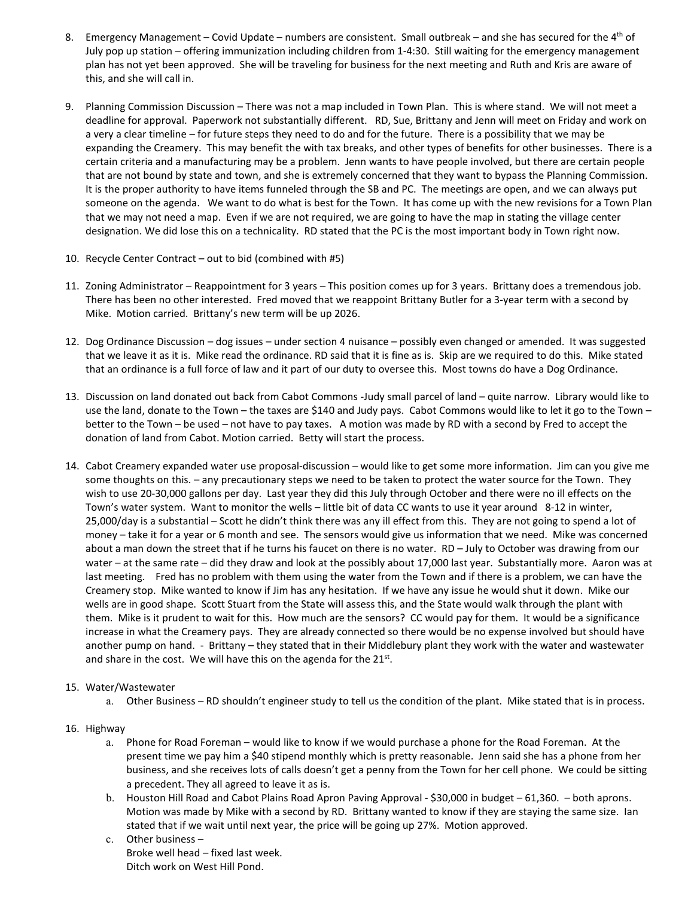8. Emergency Management – Covid Update – numbers are consistent. Small outbreak – and she has secured for the 4th of July pop up station – offering immunization including children from 1-4:30. Still waiting for the emergency management plan has not yet been approved. She will be traveling for business for the next meeting and Ruth and Kris are aware of this, and she will call in.

9. Planning Commission Discussion – There was not a map included in Town Plan. This is where stand. We will not meet a deadline for approval. Paperwork not substantially different. RD, Sue, Brittany and Jenn will meet on Friday and work on a very a clear timeline – for future steps they need to do and for the future. There is a possibility that we may be expanding the Creamery. This may benefit the with tax breaks, and other types of benefits for other businesses. There is a certain criteria and a manufacturing may be a problem. Jenn wants to have people involved, but there are certain people that are not bound by state and town, and she is extremely concerned that they want to bypass the Planning Commission. It is the proper authority to have items funneled through the SB and PC. The meetings are open, and we can always put someone on the agenda. We want to do what is best for the Town. It has come up with the new revisions for a Town Plan that we may not need a map. Even if we are not required, we are going to have the map in stating the village center designation. We did lose this on a technicality. RD stated that the PC is the most important body in Town right now.

10. Recycle Center Contract – out to bid (combined with #5)

11. Zoning Administrator – Reappointment for 3 years – This position comes up for 3 years. Brittany does a tremendous job. There has been no other interested. Fred moved that we reappoint Brittany Butler for a 3-year term with a second by Mike. Motion carried. Brittany's new term will be up 2026.

12. Dog Ordinance Discussion – dog issues – under section 4 nuisance – possibly even changed or amended. It was suggested that we leave it as it is. Mike read the ordinance. RD said that it is fine as is. Skip are we required to do this. Mike stated that an ordinance is a full force of law and it part of our duty to oversee this. Most towns do have a Dog Ordinance.

13. Discussion on land donated out back from Cabot Commons -Judy small parcel of land – quite narrow. Library would like to use the land, donate to the Town – the taxes are $140 and Judy pays. Cabot Commons would like to let it go to the Town – better to the Town – be used – not have to pay taxes. A motion was made by RD with a second by Fred to accept the donation of land from Cabot. Motion carried. Betty will start the process.

14. Cabot Creamery expanded water use proposal-discussion – would like to get some more information. Jim can you give me some thoughts on this. – any precautionary steps we need to be taken to protect the water source for the Town. They wish to use 20-30,000 gallons per day. Last year they did this July through October and there were no ill effects on the Town's water system. Want to monitor the wells – little bit of data CC wants to use it year around 8-12 in winter, 25,000/day is a substantial – Scott he didn't think there was any ill effect from this. They are not going to spend a lot of money – take it for a year or 6 month and see. The sensors would give us information that we need. Mike was concerned about a man down the street that if he turns his faucet on there is no water. RD – July to October was drawing from our water – at the same rate – did they draw and look at the possibly about 17,000 last year. Substantially more. Aaron was at last meeting. Fred has no problem with them using the water from the Town and if there is a problem, we can have the Creamery stop. Mike wanted to know if Jim has any hesitation. If we have any issue he would shut it down. Mike our wells are in good shape. Scott Stuart from the State will assess this, and the State would walk through the plant with them. Mike is it prudent to wait for this. How much are the sensors? CC would pay for them. It would be a significance increase in what the Creamery pays. They are already connected so there would be no expense involved but should have another pump on hand. - Brittany – they stated that in their Middlebury plant they work with the water and wastewater and share in the cost. We will have this on the agenda for the 21st.

15. Water/Wastewater
    a. Other Business – RD shouldn't engineer study to tell us the condition of the plant. Mike stated that is in process.

16. Highway
    a. Phone for Road Foreman – would like to know if we would purchase a phone for the Road Foreman. At the present time we pay him a $40 stipend monthly which is pretty reasonable. Jenn said she has a phone from her business, and she receives lots of calls doesn't get a penny from the Town for her cell phone. We could be sitting a precedent. They all agreed to leave it as is.
    b. Houston Hill Road and Cabot Plains Road Apron Paving Approval - $30,000 in budget – 61,360. – both aprons. Motion was made by Mike with a second by RD. Brittany wanted to know if they are staying the same size. Ian stated that if we wait until next year, the price will be going up 27%. Motion approved.
    c. Other business –
       Broke well head – fixed last week.
       Ditch work on West Hill Pond.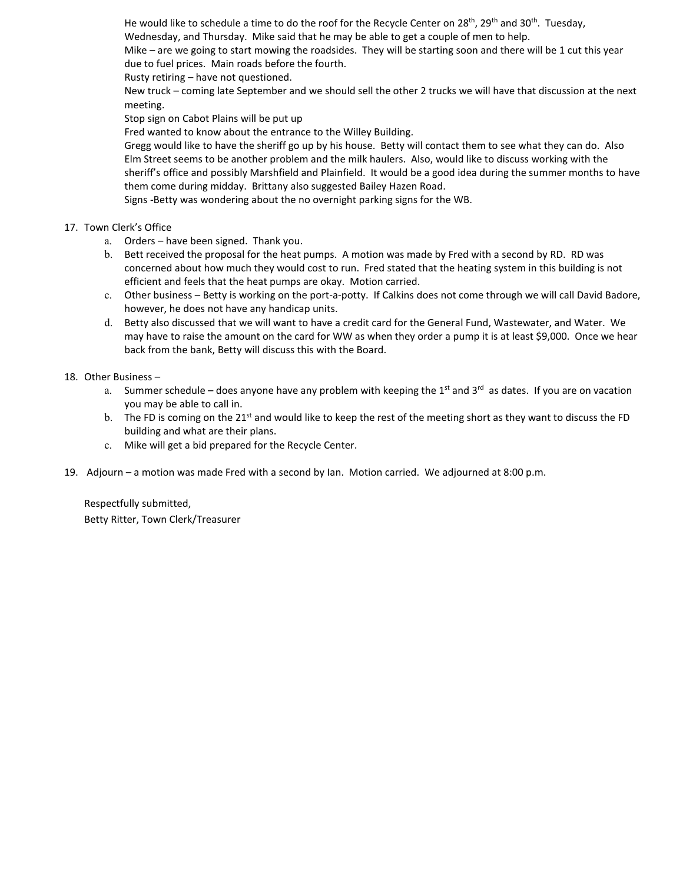He would like to schedule a time to do the roof for the Recycle Center on 28th, 29th and 30th. Tuesday, Wednesday, and Thursday. Mike said that he may be able to get a couple of men to help.
Mike – are we going to start mowing the roadsides. They will be starting soon and there will be 1 cut this year due to fuel prices. Main roads before the fourth.
Rusty retiring – have not questioned.
New truck – coming late September and we should sell the other 2 trucks we will have that discussion at the next meeting.
Stop sign on Cabot Plains will be put up
Fred wanted to know about the entrance to the Willey Building.
Gregg would like to have the sheriff go up by his house. Betty will contact them to see what they can do. Also Elm Street seems to be another problem and the milk haulers. Also, would like to discuss working with the sheriff's office and possibly Marshfield and Plainfield. It would be a good idea during the summer months to have them come during midday. Brittany also suggested Bailey Hazen Road.
Signs -Betty was wondering about the no overnight parking signs for the WB.

17. Town Clerk's Office
    a. Orders – have been signed. Thank you.
    b. Bett received the proposal for the heat pumps. A motion was made by Fred with a second by RD. RD was concerned about how much they would cost to run. Fred stated that the heating system in this building is not efficient and feels that the heat pumps are okay. Motion carried.
    c. Other business – Betty is working on the port-a-potty. If Calkins does not come through we will call David Badore, however, he does not have any handicap units.
    d. Betty also discussed that we will want to have a credit card for the General Fund, Wastewater, and Water. We may have to raise the amount on the card for WW as when they order a pump it is at least $9,000. Once we hear back from the bank, Betty will discuss this with the Board.

18. Other Business –
    a. Summer schedule – does anyone have any problem with keeping the 1st and 3rd as dates. If you are on vacation you may be able to call in.
    b. The FD is coming on the 21st and would like to keep the rest of the meeting short as they want to discuss the FD building and what are their plans.
    c. Mike will get a bid prepared for the Recycle Center.

19. Adjourn – a motion was made Fred with a second by Ian. Motion carried. We adjourned at 8:00 p.m.

Respectfully submitted,
Betty Ritter, Town Clerk/Treasurer